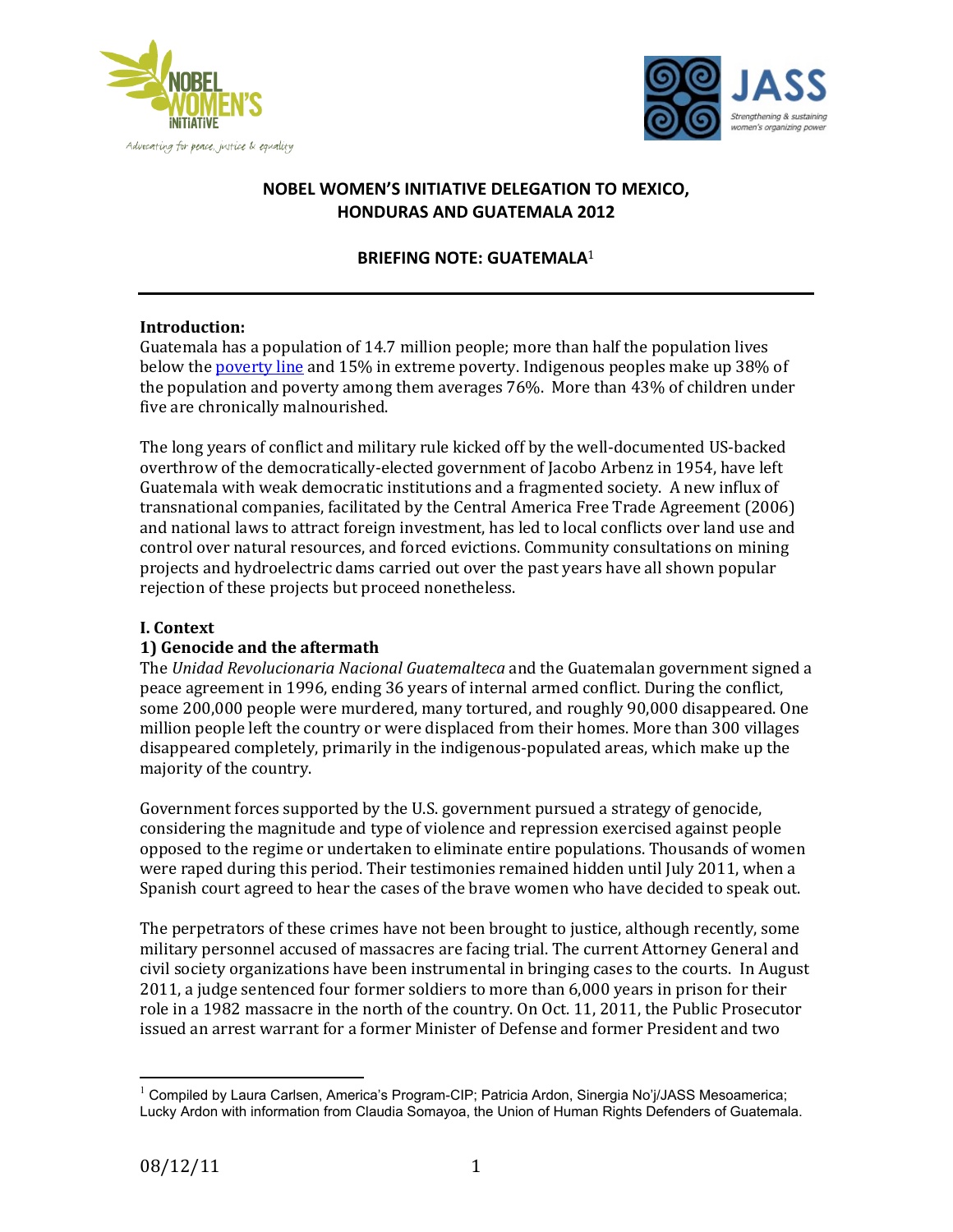# NOBEL WOMEN'S INITIATIVE DELEGATION TO MEXICO, HONDURAS AND GUATEMALA 2012

## BRIEFING NOTE: GUATEMALA[1]

**Introduction:**
Guatemala has a population of 14.7 million people; more than half the population lives below the poverty line and 15% in extreme poverty. Indigenous peoples make up 38% of the population and poverty among them averages 76%. More than 43% of children under five are chronically malnourished.

The long years of conflict and military rule kicked off by the well-documented US-backed overthrow of the democratically-elected government of Jacobo Arbenz in 1954, have left Guatemala with weak democratic institutions and a fragmented society. A new influx of transnational companies, facilitated by the Central America Free Trade Agreement (2006) and national laws to attract foreign investment, has led to local conflicts over land use and control over natural resources, and forced evictions. Community consultations on mining projects and hydroelectric dams carried out over the past years have all shown popular rejection of these projects but proceed nonetheless.

**I. Context**

**1) Genocide and the aftermath**

The *Unidad Revolucionaria Nacional Guatemalteca* and the Guatemalan government signed a peace agreement in 1996, ending 36 years of internal armed conflict. During the conflict, some 200,000 people were murdered, many tortured, and roughly 90,000 disappeared. One million people left the country or were displaced from their homes. More than 300 villages disappeared completely, primarily in the indigenous-populated areas, which make up the majority of the country.

Government forces supported by the U.S. government pursued a strategy of genocide, considering the magnitude and type of violence and repression exercised against people opposed to the regime or undertaken to eliminate entire populations. Thousands of women were raped during this period. Their testimonies remained hidden until July 2011, when a Spanish court agreed to hear the cases of the brave women who have decided to speak out.

The perpetrators of these crimes have not been brought to justice, although recently, some military personnel accused of massacres are facing trial. The current Attorney General and civil society organizations have been instrumental in bringing cases to the courts. In August 2011, a judge sentenced four former soldiers to more than 6,000 years in prison for their role in a 1982 massacre in the north of the country. On Oct. 11, 2011, the Public Prosecutor issued an arrest warrant for a former Minister of Defense and former President and two

---

[1] Compiled by Laura Carlsen, America's Program-CIP; Patricia Ardon, Sinergia No'j/JASS Mesoamerica; Lucky Ardon with information from Claudia Somayoa, the Union of Human Rights Defenders of Guatemala.

08/12/11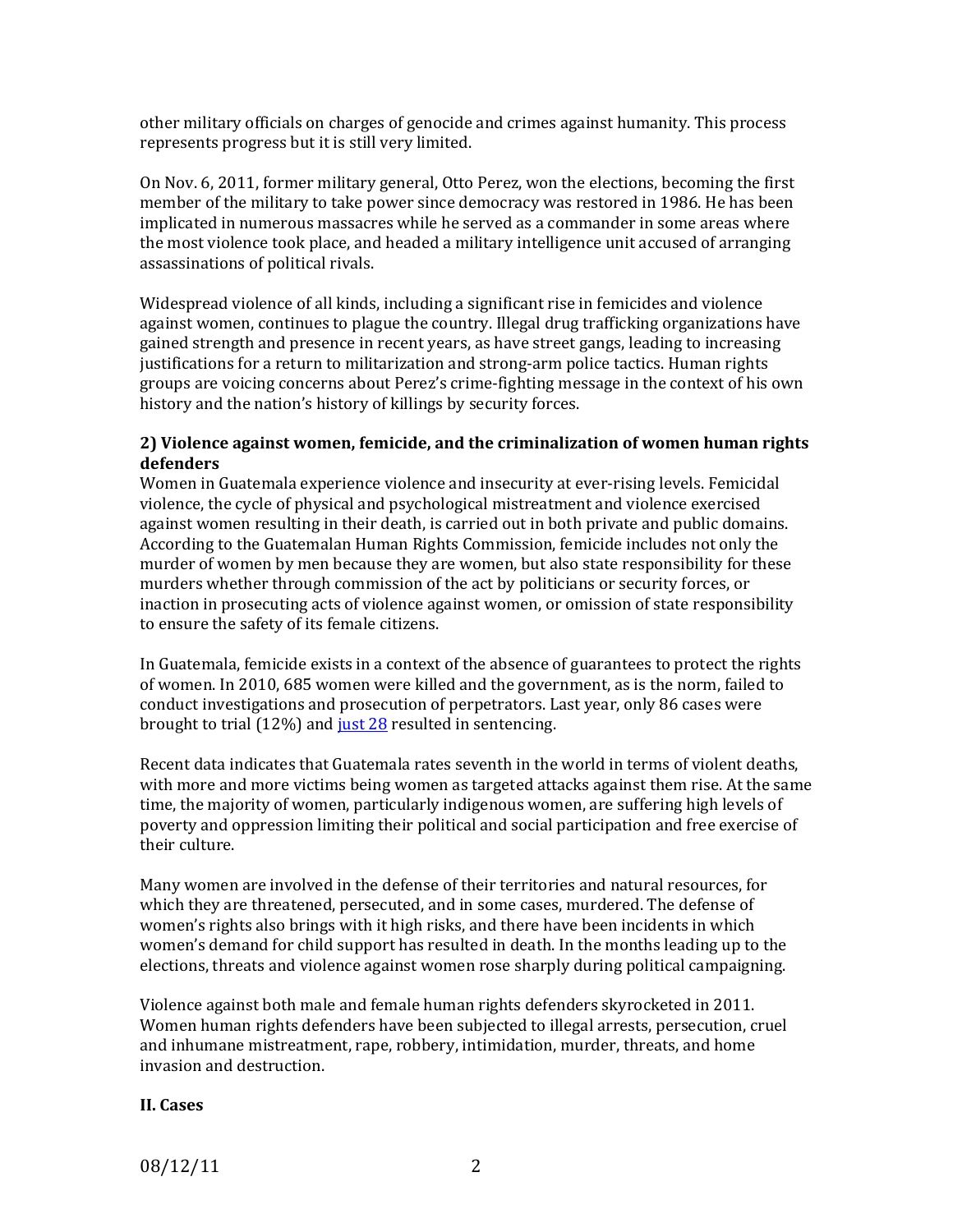other military officials on charges of genocide and crimes against humanity. This process represents progress but it is still very limited.

On Nov. 6, 2011, former military general, Otto Perez, won the elections, becoming the first member of the military to take power since democracy was restored in 1986. He has been implicated in numerous massacres while he served as a commander in some areas where the most violence took place, and headed a military intelligence unit accused of arranging assassinations of political rivals.

Widespread violence of all kinds, including a significant rise in femicides and violence against women, continues to plague the country. Illegal drug trafficking organizations have gained strength and presence in recent years, as have street gangs, leading to increasing justifications for a return to militarization and strong-arm police tactics. Human rights groups are voicing concerns about Perez's crime-fighting message in the context of his own history and the nation's history of killings by security forces.

### 2) Violence against women, femicide, and the criminalization of women human rights defenders

Women in Guatemala experience violence and insecurity at ever-rising levels. Femicidal violence, the cycle of physical and psychological mistreatment and violence exercised against women resulting in their death, is carried out in both private and public domains. According to the Guatemalan Human Rights Commission, femicide includes not only the murder of women by men because they are women, but also state responsibility for these murders whether through commission of the act by politicians or security forces, or inaction in prosecuting acts of violence against women, or omission of state responsibility to ensure the safety of its female citizens.

In Guatemala, femicide exists in a context of the absence of guarantees to protect the rights of women. In 2010, 685 women were killed and the government, as is the norm, failed to conduct investigations and prosecution of perpetrators. Last year, only 86 cases were brought to trial (12%) and just 28 resulted in sentencing.

Recent data indicates that Guatemala rates seventh in the world in terms of violent deaths, with more and more victims being women as targeted attacks against them rise. At the same time, the majority of women, particularly indigenous women, are suffering high levels of poverty and oppression limiting their political and social participation and free exercise of their culture.

Many women are involved in the defense of their territories and natural resources, for which they are threatened, persecuted, and in some cases, murdered. The defense of women's rights also brings with it high risks, and there have been incidents in which women's demand for child support has resulted in death. In the months leading up to the elections, threats and violence against women rose sharply during political campaigning.

Violence against both male and female human rights defenders skyrocketed in 2011. Women human rights defenders have been subjected to illegal arrests, persecution, cruel and inhumane mistreatment, rape, robbery, intimidation, murder, threats, and home invasion and destruction.

## II. Cases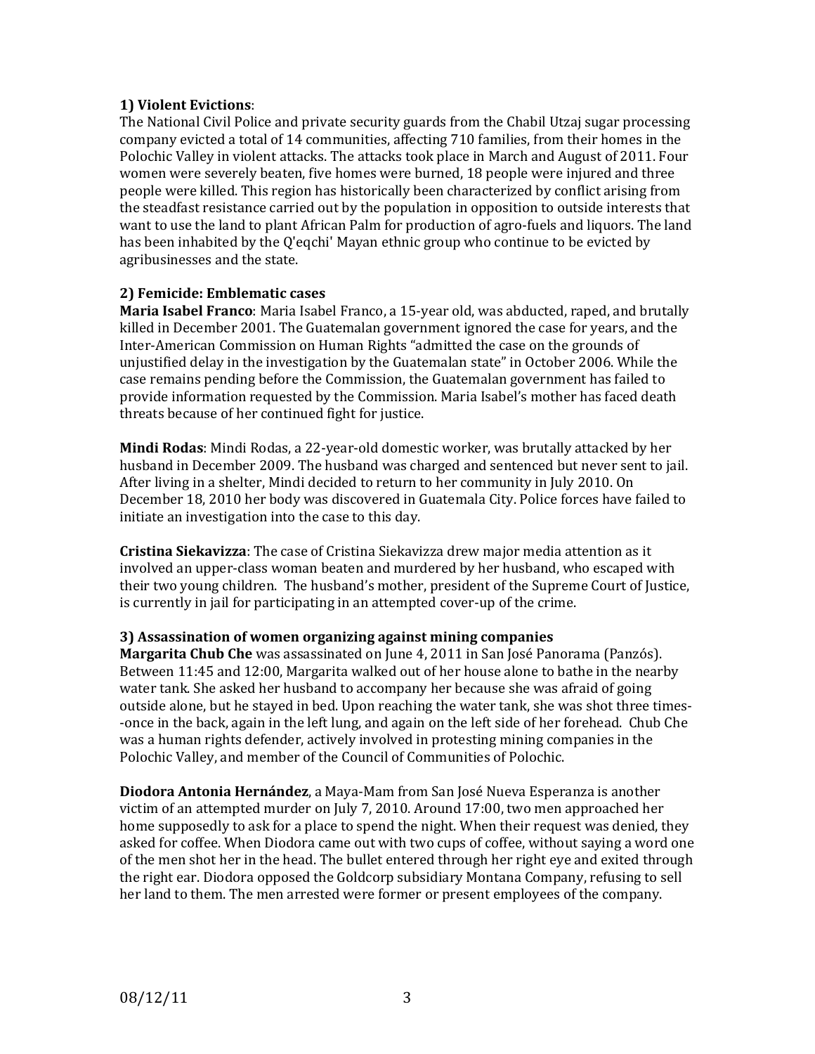**1) Violent Evictions**:

The National Civil Police and private security guards from the Chabil Utzaj sugar processing company evicted a total of 14 communities, affecting 710 families, from their homes in the Polochic Valley in violent attacks. The attacks took place in March and August of 2011. Four women were severely beaten, five homes were burned, 18 people were injured and three people were killed. This region has historically been characterized by conflict arising from the steadfast resistance carried out by the population in opposition to outside interests that want to use the land to plant African Palm for production of agro-fuels and liquors. The land has been inhabited by the Q'eqchi' Mayan ethnic group who continue to be evicted by agribusinesses and the state.

**2) Femicide: Emblematic cases**

**Maria Isabel Franco**: Maria Isabel Franco, a 15-year old, was abducted, raped, and brutally killed in December 2001. The Guatemalan government ignored the case for years, and the Inter-American Commission on Human Rights "admitted the case on the grounds of unjustified delay in the investigation by the Guatemalan state" in October 2006. While the case remains pending before the Commission, the Guatemalan government has failed to provide information requested by the Commission. Maria Isabel's mother has faced death threats because of her continued fight for justice.

**Mindi Rodas**: Mindi Rodas, a 22-year-old domestic worker, was brutally attacked by her husband in December 2009. The husband was charged and sentenced but never sent to jail. After living in a shelter, Mindi decided to return to her community in July 2010. On December 18, 2010 her body was discovered in Guatemala City. Police forces have failed to initiate an investigation into the case to this day.

**Cristina Siekavizza**: The case of Cristina Siekavizza drew major media attention as it involved an upper-class woman beaten and murdered by her husband, who escaped with their two young children. The husband's mother, president of the Supreme Court of Justice, is currently in jail for participating in an attempted cover-up of the crime.

**3) Assassination of women organizing against mining companies**

**Margarita Chub Che** was assassinated on June 4, 2011 in San José Panorama (Panzós). Between 11:45 and 12:00, Margarita walked out of her house alone to bathe in the nearby water tank. She asked her husband to accompany her because she was afraid of going outside alone, but he stayed in bed. Upon reaching the water tank, she was shot three times--once in the back, again in the left lung, and again on the left side of her forehead. Chub Che was a human rights defender, actively involved in protesting mining companies in the Polochic Valley, and member of the Council of Communities of Polochic.

**Diodora Antonia Hernández**, a Maya-Mam from San José Nueva Esperanza is another victim of an attempted murder on July 7, 2010. Around 17:00, two men approached her home supposedly to ask for a place to spend the night. When their request was denied, they asked for coffee. When Diodora came out with two cups of coffee, without saying a word one of the men shot her in the head. The bullet entered through her right eye and exited through the right ear. Diodora opposed the Goldcorp subsidiary Montana Company, refusing to sell her land to them. The men arrested were former or present employees of the company.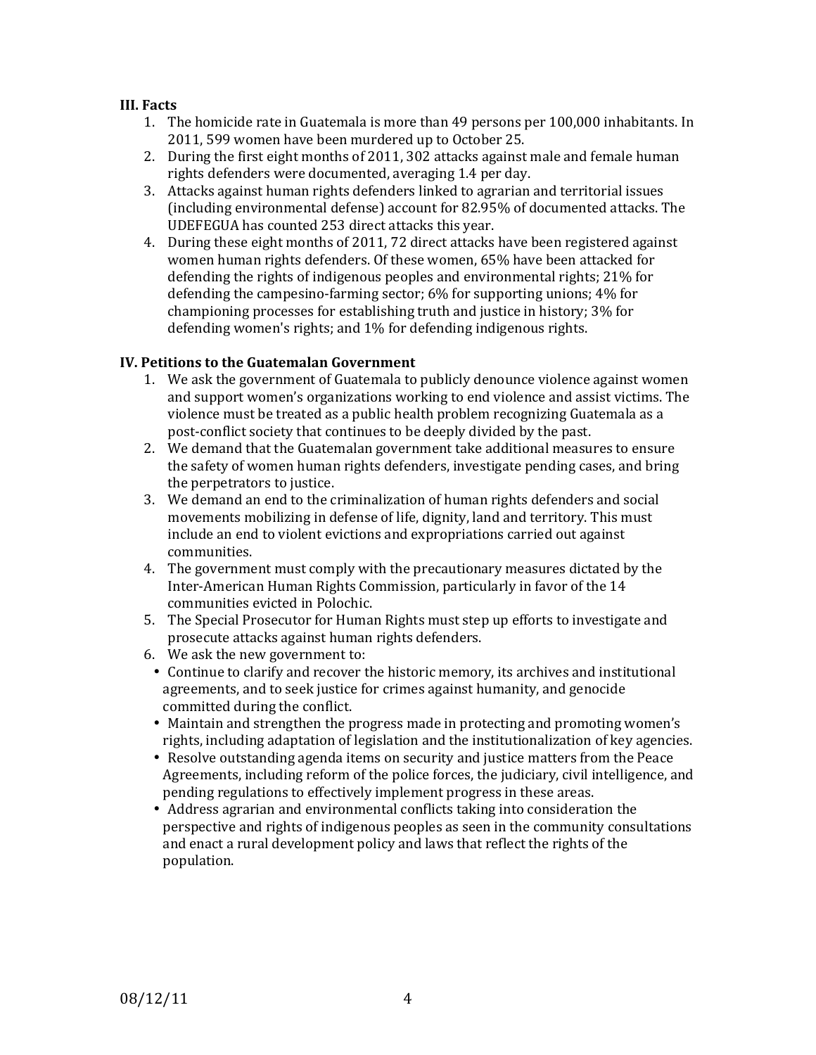### III. Facts

1. The homicide rate in Guatemala is more than 49 persons per 100,000 inhabitants. In 2011, 599 women have been murdered up to October 25.
2. During the first eight months of 2011, 302 attacks against male and female human rights defenders were documented, averaging 1.4 per day.
3. Attacks against human rights defenders linked to agrarian and territorial issues (including environmental defense) account for 82.95% of documented attacks. The UDEFEGUA has counted 253 direct attacks this year.
4. During these eight months of 2011, 72 direct attacks have been registered against women human rights defenders. Of these women, 65% have been attacked for defending the rights of indigenous peoples and environmental rights; 21% for defending the campesino-farming sector; 6% for supporting unions; 4% for championing processes for establishing truth and justice in history; 3% for defending women's rights; and 1% for defending indigenous rights.

### IV. Petitions to the Guatemalan Government

1. We ask the government of Guatemala to publicly denounce violence against women and support women's organizations working to end violence and assist victims. The violence must be treated as a public health problem recognizing Guatemala as a post-conflict society that continues to be deeply divided by the past.
2. We demand that the Guatemalan government take additional measures to ensure the safety of women human rights defenders, investigate pending cases, and bring the perpetrators to justice.
3. We demand an end to the criminalization of human rights defenders and social movements mobilizing in defense of life, dignity, land and territory. This must include an end to violent evictions and expropriations carried out against communities.
4. The government must comply with the precautionary measures dictated by the Inter-American Human Rights Commission, particularly in favor of the 14 communities evicted in Polochic.
5. The Special Prosecutor for Human Rights must step up efforts to investigate and prosecute attacks against human rights defenders.
6. We ask the new government to:
   - Continue to clarify and recover the historic memory, its archives and institutional agreements, and to seek justice for crimes against humanity, and genocide committed during the conflict.
   - Maintain and strengthen the progress made in protecting and promoting women's rights, including adaptation of legislation and the institutionalization of key agencies.
   - Resolve outstanding agenda items on security and justice matters from the Peace Agreements, including reform of the police forces, the judiciary, civil intelligence, and pending regulations to effectively implement progress in these areas.
   - Address agrarian and environmental conflicts taking into consideration the perspective and rights of indigenous peoples as seen in the community consultations and enact a rural development policy and laws that reflect the rights of the population.